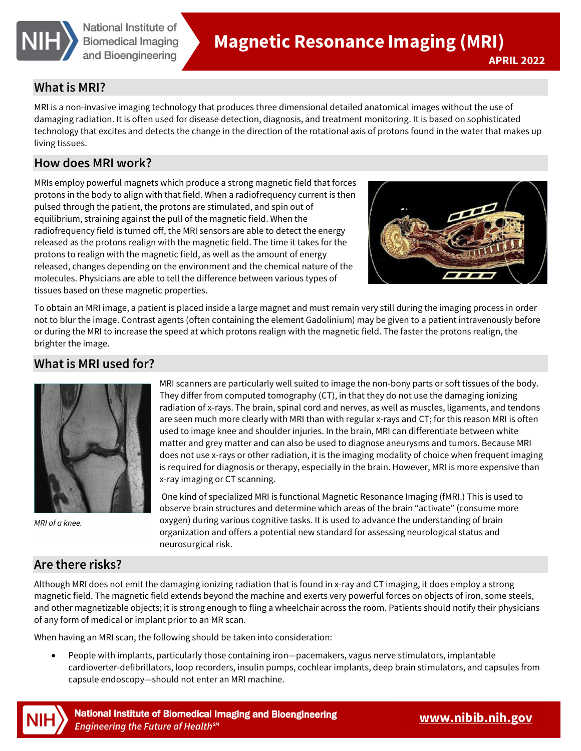# Magnetic Resonance Imaging (MRI)

**APRIL 2022**

## What is MRI?

MRI is a non-invasive imaging technology that produces three dimensional detailed anatomical images without the use of damaging radiation. It is often used for disease detection, diagnosis, and treatment monitoring. It is based on sophisticated technology that excites and detects the change in the direction of the rotational axis of protons found in the water that makes up living tissues.

## How does MRI work?

MRIs employ powerful magnets which produce a strong magnetic field that forces protons in the body to align with that field. When a radiofrequency current is then pulsed through the patient, the protons are stimulated, and spin out of equilibrium, straining against the pull of the magnetic field. When the radiofrequency field is turned off, the MRI sensors are able to detect the energy released as the protons realign with the magnetic field. The time it takes for the protons to realign with the magnetic field, as well as the amount of energy released, changes depending on the environment and the chemical nature of the molecules. Physicians are able to tell the difference between various types of tissues based on these magnetic properties.

To obtain an MRI image, a patient is placed inside a large magnet and must remain very still during the imaging process in order not to blur the image. Contrast agents (often containing the element Gadolinium) may be given to a patient intravenously before or during the MRI to increase the speed at which protons realign with the magnetic field. The faster the protons realign, the brighter the image.

## What is MRI used for?

*MRI of a knee.*

MRI scanners are particularly well suited to image the non-bony parts or soft tissues of the body. They differ from computed tomography (CT), in that they do not use the damaging ionizing radiation of x-rays. The brain, spinal cord and nerves, as well as muscles, ligaments, and tendons are seen much more clearly with MRI than with regular x-rays and CT; for this reason MRI is often used to image knee and shoulder injuries. In the brain, MRI can differentiate between white matter and grey matter and can also be used to diagnose aneurysms and tumors. Because MRI does not use x-rays or other radiation, it is the imaging modality of choice when frequent imaging is required for diagnosis or therapy, especially in the brain. However, MRI is more expensive than x-ray imaging or CT scanning.

One kind of specialized MRI is functional Magnetic Resonance Imaging (fMRI.) This is used to observe brain structures and determine which areas of the brain "activate" (consume more oxygen) during various cognitive tasks. It is used to advance the understanding of brain organization and offers a potential new standard for assessing neurological status and neurosurgical risk.

## Are there risks?

Although MRI does not emit the damaging ionizing radiation that is found in x-ray and CT imaging, it does employ a strong magnetic field. The magnetic field extends beyond the machine and exerts very powerful forces on objects of iron, some steels, and other magnetizable objects; it is strong enough to fling a wheelchair across the room. Patients should notify their physicians of any form of medical or implant prior to an MR scan.

When having an MRI scan, the following should be taken into consideration:

- People with implants, particularly those containing iron—pacemakers, vagus nerve stimulators, implantable cardioverter-defibrillators, loop recorders, insulin pumps, cochlear implants, deep brain stimulators, and capsules from capsule endoscopy—should not enter an MRI machine.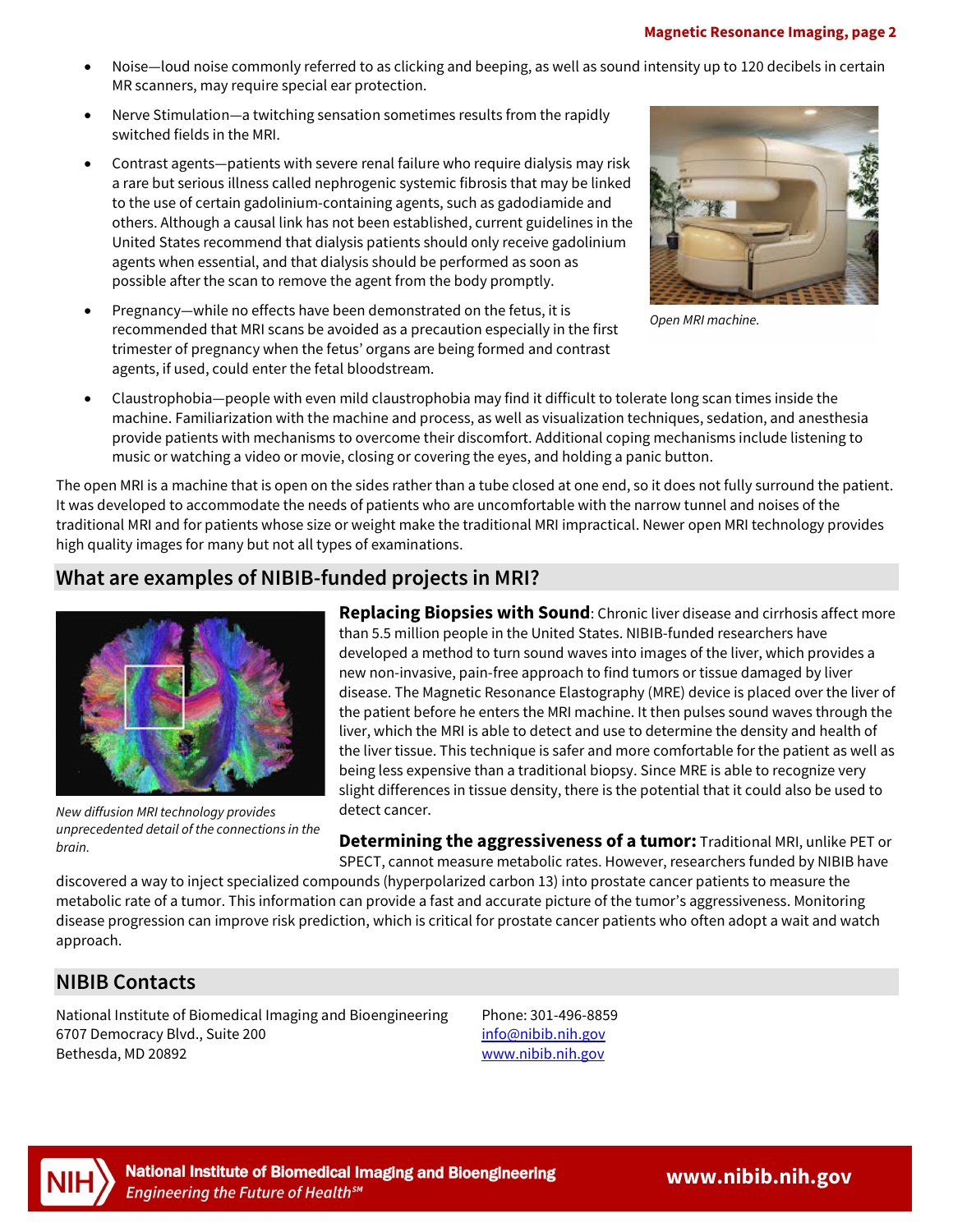- Noise—loud noise commonly referred to as clicking and beeping, as well as sound intensity up to 120 decibels in certain MR scanners, may require special ear protection.
- Nerve Stimulation—a twitching sensation sometimes results from the rapidly switched fields in the MRI.
- Contrast agents—patients with severe renal failure who require dialysis may risk a rare but serious illness called nephrogenic systemic fibrosis that may be linked to the use of certain gadolinium-containing agents, such as gadodiamide and others. Although a causal link has not been established, current guidelines in the United States recommend that dialysis patients should only receive gadolinium agents when essential, and that dialysis should be performed as soon as possible after the scan to remove the agent from the body promptly.
- Pregnancy—while no effects have been demonstrated on the fetus, it is recommended that MRI scans be avoided as a precaution especially in the first trimester of pregnancy when the fetus' organs are being formed and contrast agents, if used, could enter the fetal bloodstream.
- Claustrophobia—people with even mild claustrophobia may find it difficult to tolerate long scan times inside the machine. Familiarization with the machine and process, as well as visualization techniques, sedation, and anesthesia provide patients with mechanisms to overcome their discomfort. Additional coping mechanisms include listening to music or watching a video or movie, closing or covering the eyes, and holding a panic button.

*Open MRI machine.*

The open MRI is a machine that is open on the sides rather than a tube closed at one end, so it does not fully surround the patient. It was developed to accommodate the needs of patients who are uncomfortable with the narrow tunnel and noises of the traditional MRI and for patients whose size or weight make the traditional MRI impractical. Newer open MRI technology provides high quality images for many but not all types of examinations.

## What are examples of NIBIB-funded projects in MRI?

*New diffusion MRI technology provides unprecedented detail of the connections in the brain.*

**Replacing Biopsies with Sound**: Chronic liver disease and cirrhosis affect more than 5.5 million people in the United States. NIBIB-funded researchers have developed a method to turn sound waves into images of the liver, which provides a new non-invasive, pain-free approach to find tumors or tissue damaged by liver disease. The Magnetic Resonance Elastography (MRE) device is placed over the liver of the patient before he enters the MRI machine. It then pulses sound waves through the liver, which the MRI is able to detect and use to determine the density and health of the liver tissue. This technique is safer and more comfortable for the patient as well as being less expensive than a traditional biopsy. Since MRE is able to recognize very slight differences in tissue density, there is the potential that it could also be used to detect cancer.

**Determining the aggressiveness of a tumor:** Traditional MRI, unlike PET or SPECT, cannot measure metabolic rates. However, researchers funded by NIBIB have discovered a way to inject specialized compounds (hyperpolarized carbon 13) into prostate cancer patients to measure the metabolic rate of a tumor. This information can provide a fast and accurate picture of the tumor's aggressiveness. Monitoring disease progression can improve risk prediction, which is critical for prostate cancer patients who often adopt a wait and watch approach.

## NIBIB Contacts

National Institute of Biomedical Imaging and Bioengineering
6707 Democracy Blvd., Suite 200
Bethesda, MD 20892

Phone: 301-496-8859
info@nibib.nih.gov
www.nibib.nih.gov